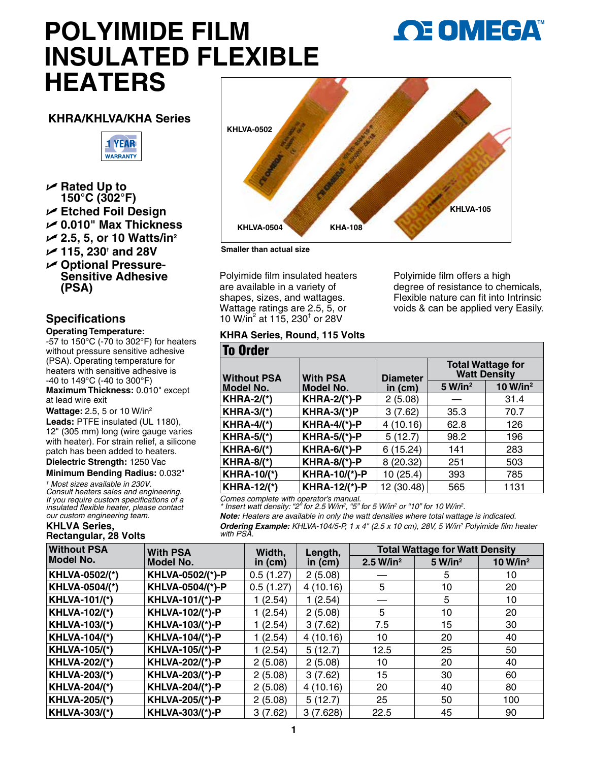# POLYIMIDE FILM INSULATED FLEXIBLE HEATERS

## KHRA/KHLVA/KHA Series

1 YEAR WARRANTY

- Rated Up to 150°C (302°F)
- Etched Foil Design
- 0.010" Max Thickness
- 2.5, 5, or 10 Watts/in$^2$
- 115, 230† and 28V
- Optional Pressure-Sensitive Adhesive (PSA)

KHLVA-0502

KHLVA-0504

KHA-108

KHLVA-105

Smaller than actual size

Polyimide film insulated heaters are available in a variety of shapes, sizes, and wattages. Wattage ratings are 2.5, 5, or 10 W/in$^2$ at 115, 230† or 28V

Polyimide film offers a high degree of resistance to chemicals, Flexible nature can fit into Intrinsic voids & can be applied very Easily.

## Specifications

**Operating Temperature:** -57 to 150°C (-70 to 302°F) for heaters without pressure sensitive adhesive (PSA). Operating temperature for heaters with sensitive adhesive is -40 to 149°C (-40 to 300°F)

**Maximum Thickness:** 0.010" except at lead wire exit

**Wattage:** 2.5, 5 or 10 W/in$^2$

**Leads:** PTFE insulated (UL 1180), 12" (305 mm) long (wire gauge varies with heater). For strain relief, a silicone patch has been added to heaters.

**Dielectric Strength:** 1250 Vac

**Minimum Bending Radius:** 0.032"

*† Most sizes available in 230V. Consult heaters sales and engineering. If you require custom specifications of a insulated flexible heater, please contact our custom engineering team.*

### KHRA Series, Round, 115 Volts

**To Order**

| Without PSA Model No. | With PSA Model No. | Diameter in (cm) | Total Wattage for Watt Density 5 W/in$^2$ | 10 W/in$^2$ |
|---|---|---|---|---|
| KHRA-2/(*) | KHRA-2/(*)-P | 2 (5.08) | — | 31.4 |
| KHRA-3/(*) | KHRA-3/(*)P | 3 (7.62) | 35.3 | 70.7 |
| KHRA-4/(*) | KHRA-4/(*)-P | 4 (10.16) | 62.8 | 126 |
| KHRA-5/(*) | KHRA-5/(*)-P | 5 (12.7) | 98.2 | 196 |
| KHRA-6/(*) | KHRA-6/(*)-P | 6 (15.24) | 141 | 283 |
| KHRA-8/(*) | KHRA-8/(*)-P | 8 (20.32) | 251 | 503 |
| KHRA-10/(*) | KHRA-10/(*)-P | 10 (25.4) | 393 | 785 |
| KHRA-12/(*) | KHRA-12/(*)-P | 12 (30.48) | 565 | 1131 |

*Comes complete with operator's manual.*
*\* Insert watt density: "2" for 2.5 W/in$^2$, "5" for 5 W/in$^2$ or "10" for 10 W/in$^2$.*
***Note:** Heaters are available in only the watt densities where total wattage is indicated.*
***Ordering Example:** KHLVA-104/5-P, 1 x 4" (2.5 x 10 cm), 28V, 5 W/in$^2$ Polyimide film heater with PSA.*

### KHLVA Series, Rectangular, 28 Volts

| Without PSA Model No. | With PSA Model No. | Width, in (cm) | Length, in (cm) | Total Wattage for Watt Density 2.5 W/in$^2$ | 5 W/in$^2$ | 10 W/in$^2$ |
|---|---|---|---|---|---|---|
| KHLVA-0502/(*) | KHLVA-0502/(*)-P | 0.5 (1.27) | 2 (5.08) | — | 5 | 10 |
| KHLVA-0504/(*) | KHLVA-0504/(*)-P | 0.5 (1.27) | 4 (10.16) | 5 | 10 | 20 |
| KHLVA-101/(*) | KHLVA-101/(*)-P | 1 (2.54) | 1 (2.54) | — | 5 | 10 |
| KHLVA-102/(*) | KHLVA-102/(*)-P | 1 (2.54) | 2 (5.08) | 5 | 10 | 20 |
| KHLVA-103/(*) | KHLVA-103/(*)-P | 1 (2.54) | 3 (7.62) | 7.5 | 15 | 30 |
| KHLVA-104/(*) | KHLVA-104/(*)-P | 1 (2.54) | 4 (10.16) | 10 | 20 | 40 |
| KHLVA-105/(*) | KHLVA-105/(*)-P | 1 (2.54) | 5 (12.7) | 12.5 | 25 | 50 |
| KHLVA-202/(*) | KHLVA-202/(*)-P | 2 (5.08) | 2 (5.08) | 10 | 20 | 40 |
| KHLVA-203/(*) | KHLVA-203/(*)-P | 2 (5.08) | 3 (7.62) | 15 | 30 | 60 |
| KHLVA-204/(*) | KHLVA-204/(*)-P | 2 (5.08) | 4 (10.16) | 20 | 40 | 80 |
| KHLVA-205/(*) | KHLVA-205/(*)-P | 2 (5.08) | 5 (12.7) | 25 | 50 | 100 |
| KHLVA-303/(*) | KHLVA-303/(*)-P | 3 (7.62) | 3 (7.628) | 22.5 | 45 | 90 |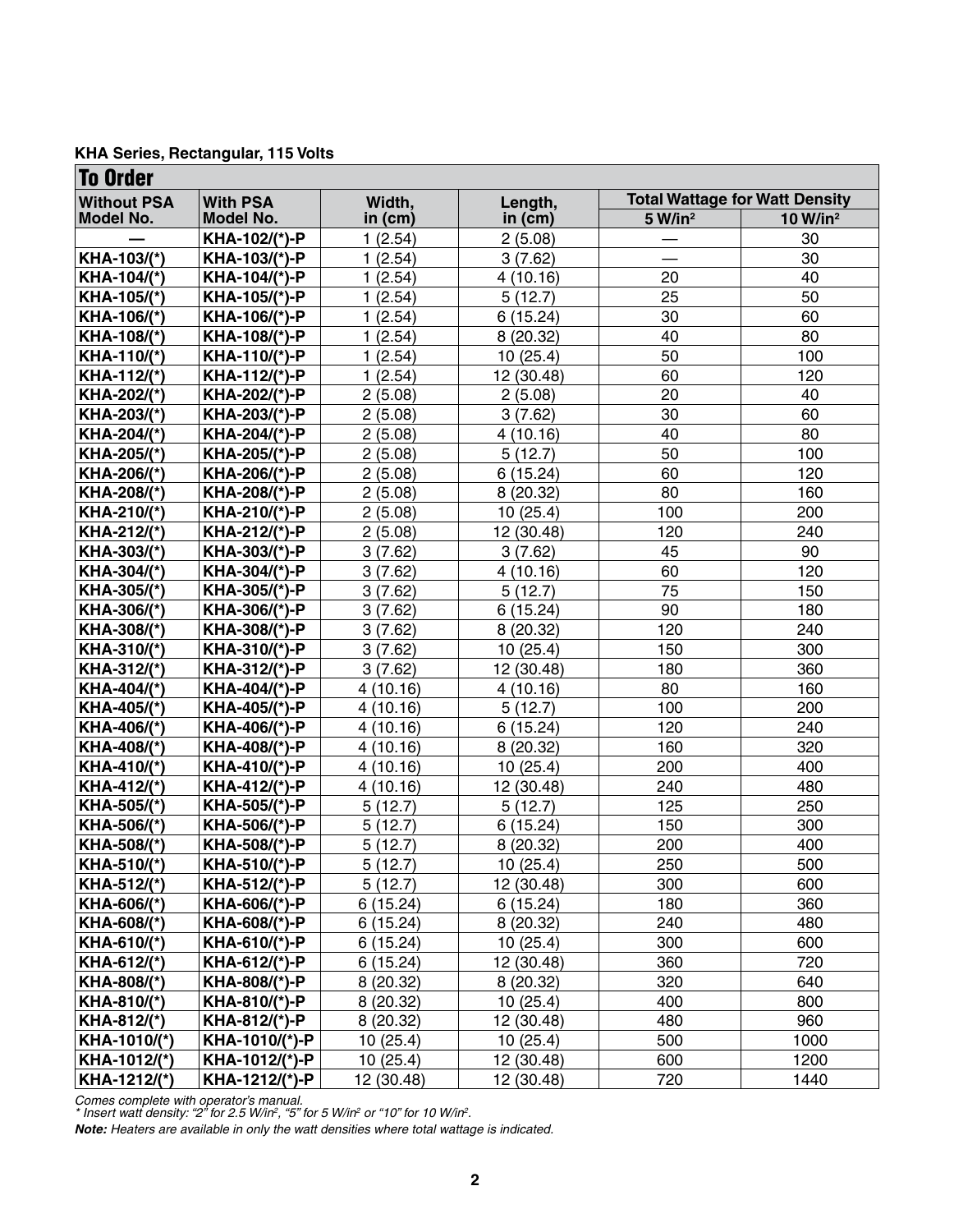**KHA Series, Rectangular, 115 Volts**

| To Order | | | | | |
|---|---|---|---|---|---|
| **Without PSA Model No.** | **With PSA Model No.** | **Width, in (cm)** | **Length, in (cm)** | **Total Wattage for Watt Density** | |
| | | | | **5 W/in²** | **10 W/in²** |
| — | **KHA-102/(*)-P** | 1 (2.54) | 2 (5.08) | — | 30 |
| **KHA-103/(*)** | **KHA-103/(*)-P** | 1 (2.54) | 3 (7.62) | — | 30 |
| **KHA-104/(*)** | **KHA-104/(*)-P** | 1 (2.54) | 4 (10.16) | 20 | 40 |
| **KHA-105/(*)** | **KHA-105/(*)-P** | 1 (2.54) | 5 (12.7) | 25 | 50 |
| **KHA-106/(*)** | **KHA-106/(*)-P** | 1 (2.54) | 6 (15.24) | 30 | 60 |
| **KHA-108/(*)** | **KHA-108/(*)-P** | 1 (2.54) | 8 (20.32) | 40 | 80 |
| **KHA-110/(*)** | **KHA-110/(*)-P** | 1 (2.54) | 10 (25.4) | 50 | 100 |
| **KHA-112/(*)** | **KHA-112/(*)-P** | 1 (2.54) | 12 (30.48) | 60 | 120 |
| **KHA-202/(*)** | **KHA-202/(*)-P** | 2 (5.08) | 2 (5.08) | 20 | 40 |
| **KHA-203/(*)** | **KHA-203/(*)-P** | 2 (5.08) | 3 (7.62) | 30 | 60 |
| **KHA-204/(*)** | **KHA-204/(*)-P** | 2 (5.08) | 4 (10.16) | 40 | 80 |
| **KHA-205/(*)** | **KHA-205/(*)-P** | 2 (5.08) | 5 (12.7) | 50 | 100 |
| **KHA-206/(*)** | **KHA-206/(*)-P** | 2 (5.08) | 6 (15.24) | 60 | 120 |
| **KHA-208/(*)** | **KHA-208/(*)-P** | 2 (5.08) | 8 (20.32) | 80 | 160 |
| **KHA-210/(*)** | **KHA-210/(*)-P** | 2 (5.08) | 10 (25.4) | 100 | 200 |
| **KHA-212/(*)** | **KHA-212/(*)-P** | 2 (5.08) | 12 (30.48) | 120 | 240 |
| **KHA-303/(*)** | **KHA-303/(*)-P** | 3 (7.62) | 3 (7.62) | 45 | 90 |
| **KHA-304/(*)** | **KHA-304/(*)-P** | 3 (7.62) | 4 (10.16) | 60 | 120 |
| **KHA-305/(*)** | **KHA-305/(*)-P** | 3 (7.62) | 5 (12.7) | 75 | 150 |
| **KHA-306/(*)** | **KHA-306/(*)-P** | 3 (7.62) | 6 (15.24) | 90 | 180 |
| **KHA-308/(*)** | **KHA-308/(*)-P** | 3 (7.62) | 8 (20.32) | 120 | 240 |
| **KHA-310/(*)** | **KHA-310/(*)-P** | 3 (7.62) | 10 (25.4) | 150 | 300 |
| **KHA-312/(*)** | **KHA-312/(*)-P** | 3 (7.62) | 12 (30.48) | 180 | 360 |
| **KHA-404/(*)** | **KHA-404/(*)-P** | 4 (10.16) | 4 (10.16) | 80 | 160 |
| **KHA-405/(*)** | **KHA-405/(*)-P** | 4 (10.16) | 5 (12.7) | 100 | 200 |
| **KHA-406/(*)** | **KHA-406/(*)-P** | 4 (10.16) | 6 (15.24) | 120 | 240 |
| **KHA-408/(*)** | **KHA-408/(*)-P** | 4 (10.16) | 8 (20.32) | 160 | 320 |
| **KHA-410/(*)** | **KHA-410/(*)-P** | 4 (10.16) | 10 (25.4) | 200 | 400 |
| **KHA-412/(*)** | **KHA-412/(*)-P** | 4 (10.16) | 12 (30.48) | 240 | 480 |
| **KHA-505/(*)** | **KHA-505/(*)-P** | 5 (12.7) | 5 (12.7) | 125 | 250 |
| **KHA-506/(*)** | **KHA-506/(*)-P** | 5 (12.7) | 6 (15.24) | 150 | 300 |
| **KHA-508/(*)** | **KHA-508/(*)-P** | 5 (12.7) | 8 (20.32) | 200 | 400 |
| **KHA-510/(*)** | **KHA-510/(*)-P** | 5 (12.7) | 10 (25.4) | 250 | 500 |
| **KHA-512/(*)** | **KHA-512/(*)-P** | 5 (12.7) | 12 (30.48) | 300 | 600 |
| **KHA-606/(*)** | **KHA-606/(*)-P** | 6 (15.24) | 6 (15.24) | 180 | 360 |
| **KHA-608/(*)** | **KHA-608/(*)-P** | 6 (15.24) | 8 (20.32) | 240 | 480 |
| **KHA-610/(*)** | **KHA-610/(*)-P** | 6 (15.24) | 10 (25.4) | 300 | 600 |
| **KHA-612/(*)** | **KHA-612/(*)-P** | 6 (15.24) | 12 (30.48) | 360 | 720 |
| **KHA-808/(*)** | **KHA-808/(*)-P** | 8 (20.32) | 8 (20.32) | 320 | 640 |
| **KHA-810/(*)** | **KHA-810/(*)-P** | 8 (20.32) | 10 (25.4) | 400 | 800 |
| **KHA-812/(*)** | **KHA-812/(*)-P** | 8 (20.32) | 12 (30.48) | 480 | 960 |
| **KHA-1010/(*)** | **KHA-1010/(*)-P** | 10 (25.4) | 10 (25.4) | 500 | 1000 |
| **KHA-1012/(*)** | **KHA-1012/(*)-P** | 10 (25.4) | 12 (30.48) | 600 | 1200 |
| **KHA-1212/(*)** | **KHA-1212/(*)-P** | 12 (30.48) | 12 (30.48) | 720 | 1440 |

*Comes complete with operator's manual.*
*\* Insert watt density: "2" for 2.5 W/in², "5" for 5 W/in² or "10" for 10 W/in².*

***Note:** Heaters are available in only the watt densities where total wattage is indicated.*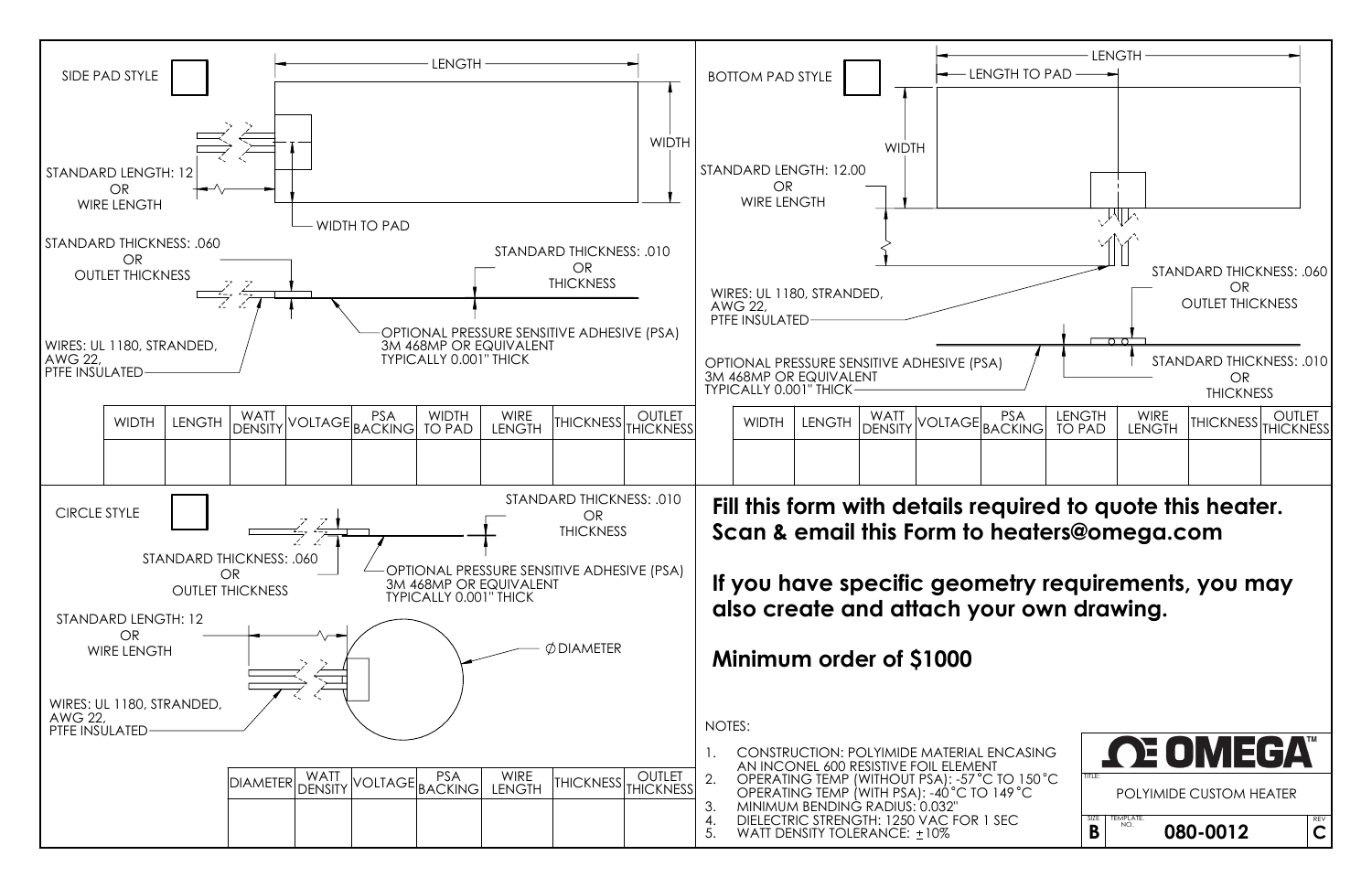## SIDE PAD STYLE ☐

LENGTH

WIDTH

STANDARD LENGTH: 12
OR
WIRE LENGTH

WIDTH TO PAD

STANDARD THICKNESS: .060
OR
OUTLET THICKNESS

STANDARD THICKNESS: .010
OR
THICKNESS

WIRES: UL 1180, STRANDED,
AWG 22,
PTFE INSULATED

OPTIONAL PRESSURE SENSITIVE ADHESIVE (PSA)
3M 468MP OR EQUIVALENT
TYPICALLY 0.001" THICK

| WIDTH | LENGTH | WATT DENSITY | VOLTAGE | PSA BACKING | WIDTH TO PAD | WIRE LENGTH | THICKNESS | OUTLET THICKNESS |
|---|---|---|---|---|---|---|---|---|
| | | | | | | | | |

## BOTTOM PAD STYLE ☐

LENGTH

LENGTH TO PAD

WIDTH

STANDARD LENGTH: 12.00
OR
WIRE LENGTH

WIRES: UL 1180, STRANDED,
AWG 22,
PTFE INSULATED

STANDARD THICKNESS: .060
OR
OUTLET THICKNESS

OPTIONAL PRESSURE SENSITIVE ADHESIVE (PSA)
3M 468MP OR EQUIVALENT
TYPICALLY 0.001" THICK

STANDARD THICKNESS: .010
OR
THICKNESS

| WIDTH | LENGTH | WATT DENSITY | VOLTAGE | PSA BACKING | LENGTH TO PAD | WIRE LENGTH | THICKNESS | OUTLET THICKNESS |
|---|---|---|---|---|---|---|---|---|
| | | | | | | | | |

## CIRCLE STYLE ☐

STANDARD THICKNESS: .010
OR
THICKNESS

STANDARD THICKNESS: .060
OR
OUTLET THICKNESS

OPTIONAL PRESSURE SENSITIVE ADHESIVE (PSA)
3M 468MP OR EQUIVALENT
TYPICALLY 0.001" THICK

STANDARD LENGTH: 12
OR
WIRE LENGTH

∅ DIAMETER

WIRES: UL 1180, STRANDED,
AWG 22,
PTFE INSULATED

| DIAMETER | WATT DENSITY | VOLTAGE | PSA BACKING | WIRE LENGTH | THICKNESS | OUTLET THICKNESS |
|---|---|---|---|---|---|---|
| | | | | | | |

**Fill this form with details required to quote this heater.**
**Scan & email this Form to heaters@omega.com**

**If you have specific geometry requirements, you may also create and attach your own drawing.**

**Minimum order of $1000**

NOTES:

1. CONSTRUCTION: POLYIMIDE MATERIAL ENCASING AN INCONEL 600 RESISTIVE FOIL ELEMENT
2. OPERATING TEMP (WITHOUT PSA): -57°C TO 150°C
   OPERATING TEMP (WITH PSA): -40°C TO 149°C
3. MINIMUM BENDING RADIUS: 0.032"
4. DIELECTRIC STRENGTH: 1250 VAC FOR 1 SEC
5. WATT DENSITY TOLERANCE: ±10%

OMEGA™

TITLE: POLYIMIDE CUSTOM HEATER

SIZE: B | TEMPLATE NO.: 080-0012 | REV: C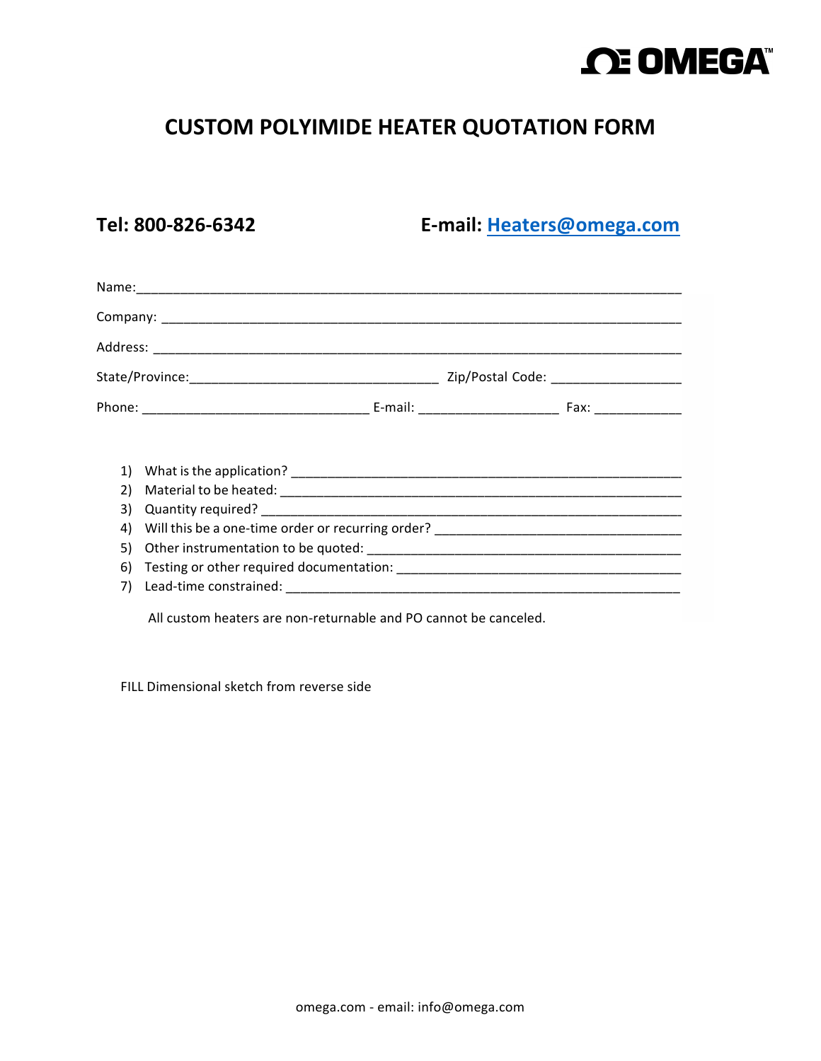OMEGA™

# CUSTOM POLYIMIDE HEATER QUOTATION FORM

**Tel: 800-826-6342** **E-mail: Heaters@omega.com**

Name:\_\_\_\_\_\_\_\_\_\_\_\_\_\_\_\_\_\_\_\_\_\_\_\_\_\_\_\_\_\_\_\_\_\_\_\_\_\_\_\_\_\_\_\_\_\_\_\_\_\_\_\_\_\_\_\_\_\_\_\_\_\_\_\_\_\_\_\_\_\_\_\_

Company: \_\_\_\_\_\_\_\_\_\_\_\_\_\_\_\_\_\_\_\_\_\_\_\_\_\_\_\_\_\_\_\_\_\_\_\_\_\_\_\_\_\_\_\_\_\_\_\_\_\_\_\_\_\_\_\_\_\_\_\_\_\_\_\_\_\_\_\_

Address: \_\_\_\_\_\_\_\_\_\_\_\_\_\_\_\_\_\_\_\_\_\_\_\_\_\_\_\_\_\_\_\_\_\_\_\_\_\_\_\_\_\_\_\_\_\_\_\_\_\_\_\_\_\_\_\_\_\_\_\_\_\_\_\_\_\_\_\_\_

State/Province:\_\_\_\_\_\_\_\_\_\_\_\_\_\_\_\_\_\_\_\_\_\_\_\_\_\_\_\_\_\_\_\_ Zip/Postal Code: \_\_\_\_\_\_\_\_\_\_\_\_\_\_\_\_\_

Phone: \_\_\_\_\_\_\_\_\_\_\_\_\_\_\_\_\_\_\_\_\_\_\_\_\_\_\_\_\_\_ E-mail: \_\_\_\_\_\_\_\_\_\_\_\_\_\_\_\_\_\_ Fax: \_\_\_\_\_\_\_\_\_\_\_

1) What is the application? \_\_\_\_\_\_\_\_\_\_\_\_\_\_\_\_\_\_\_\_\_\_\_\_\_\_\_\_\_\_\_\_\_\_\_\_\_\_\_\_\_\_\_\_\_\_\_\_\_\_\_
2) Material to be heated: \_\_\_\_\_\_\_\_\_\_\_\_\_\_\_\_\_\_\_\_\_\_\_\_\_\_\_\_\_\_\_\_\_\_\_\_\_\_\_\_\_\_\_\_\_\_\_\_\_\_\_\_
3) Quantity required? \_\_\_\_\_\_\_\_\_\_\_\_\_\_\_\_\_\_\_\_\_\_\_\_\_\_\_\_\_\_\_\_\_\_\_\_\_\_\_\_\_\_\_\_\_\_\_\_\_\_\_\_\_\_\_
4) Will this be a one-time order or recurring order? \_\_\_\_\_\_\_\_\_\_\_\_\_\_\_\_\_\_\_\_\_\_\_\_\_\_\_\_\_\_\_\_
5) Other instrumentation to be quoted: \_\_\_\_\_\_\_\_\_\_\_\_\_\_\_\_\_\_\_\_\_\_\_\_\_\_\_\_\_\_\_\_\_\_\_\_\_\_\_\_\_
6) Testing or other required documentation: \_\_\_\_\_\_\_\_\_\_\_\_\_\_\_\_\_\_\_\_\_\_\_\_\_\_\_\_\_\_\_\_\_\_\_\_\_\_
7) Lead-time constrained: \_\_\_\_\_\_\_\_\_\_\_\_\_\_\_\_\_\_\_\_\_\_\_\_\_\_\_\_\_\_\_\_\_\_\_\_\_\_\_\_\_\_\_\_\_\_\_\_\_\_\_\_

All custom heaters are non-returnable and PO cannot be canceled.

FILL Dimensional sketch from reverse side

omega.com - email: info@omega.com